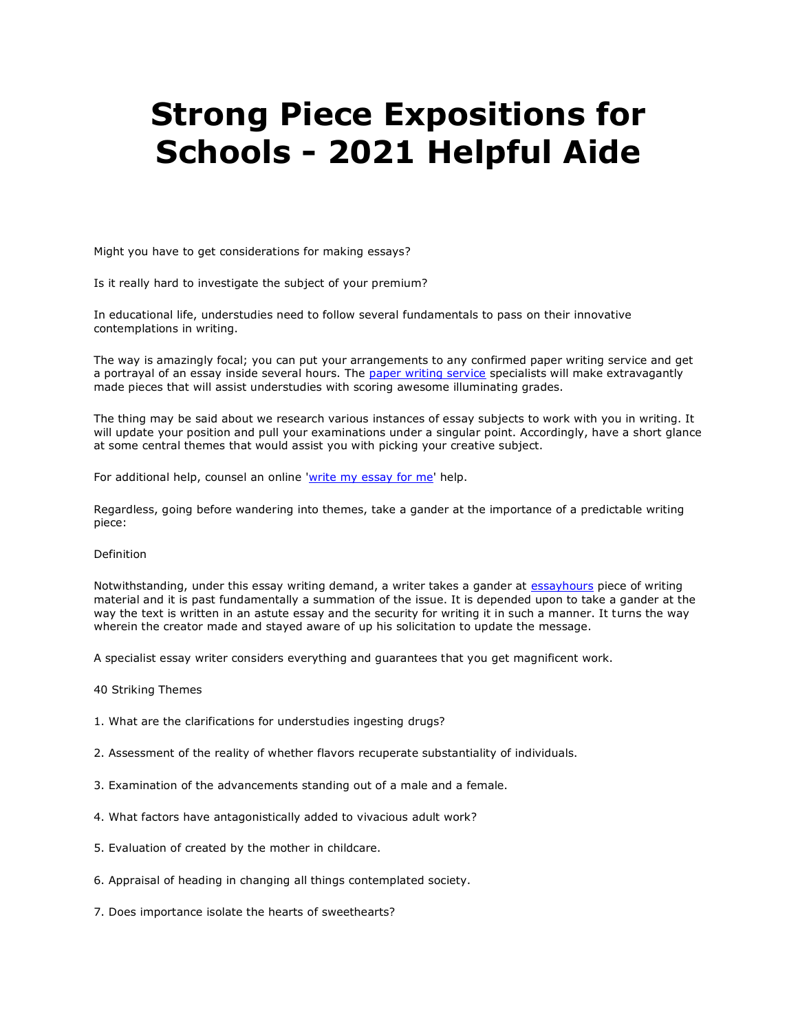# Strong Piece Expositions for Schools - 2021 Helpful Aide

Might you have to get considerations for making essays?

Is it really hard to investigate the subject of your premium?

In educational life, understudies need to follow several fundamentals to pass on their innovative contemplations in writing.

The way is amazingly focal; you can put your arrangements to any confirmed paper writing service and get a portrayal of an essay inside several hours. The [paper writing service](#) specialists will make extravagantly made pieces that will assist understudies with scoring awesome illuminating grades.

The thing may be said about we research various instances of essay subjects to work with you in writing. It will update your position and pull your examinations under a singular point. Accordingly, have a short glance at some central themes that would assist you with picking your creative subject.

For additional help, counsel an online '[write my essay for me](#)' help.

Regardless, going before wandering into themes, take a gander at the importance of a predictable writing piece:

Definition

Notwithstanding, under this essay writing demand, a writer takes a gander at [essayhours](#) piece of writing material and it is past fundamentally a summation of the issue. It is depended upon to take a gander at the way the text is written in an astute essay and the security for writing it in such a manner. It turns the way wherein the creator made and stayed aware of up his solicitation to update the message.

A specialist essay writer considers everything and guarantees that you get magnificent work.

40 Striking Themes

1. What are the clarifications for understudies ingesting drugs?

2. Assessment of the reality of whether flavors recuperate substantiality of individuals.

3. Examination of the advancements standing out of a male and a female.

4. What factors have antagonistically added to vivacious adult work?

5. Evaluation of created by the mother in childcare.

6. Appraisal of heading in changing all things contemplated society.

7. Does importance isolate the hearts of sweethearts?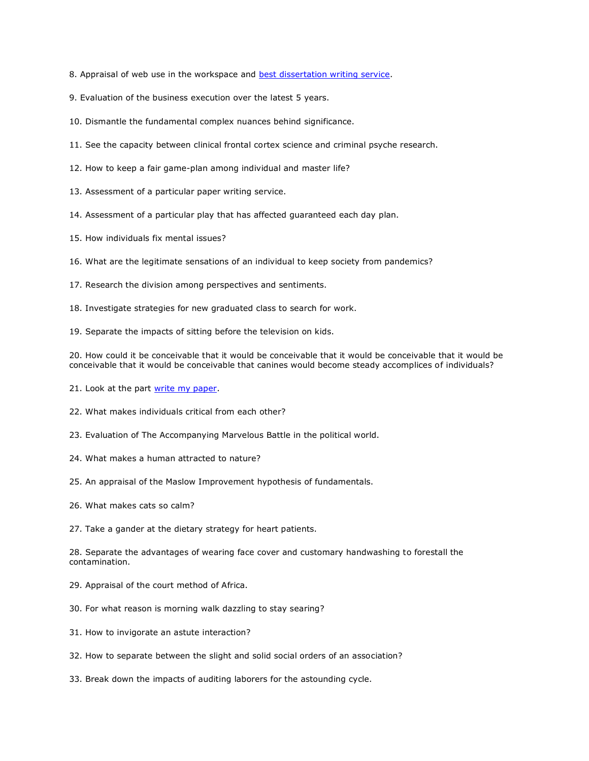8. Appraisal of web use in the workspace and [best dissertation writing service](#).

9. Evaluation of the business execution over the latest 5 years.

10. Dismantle the fundamental complex nuances behind significance.

11. See the capacity between clinical frontal cortex science and criminal psyche research.

12. How to keep a fair game-plan among individual and master life?

13. Assessment of a particular paper writing service.

14. Assessment of a particular play that has affected guaranteed each day plan.

15. How individuals fix mental issues?

16. What are the legitimate sensations of an individual to keep society from pandemics?

17. Research the division among perspectives and sentiments.

18. Investigate strategies for new graduated class to search for work.

19. Separate the impacts of sitting before the television on kids.

20. How could it be conceivable that it would be conceivable that it would be conceivable that it would be conceivable that it would be conceivable that canines would become steady accomplices of individuals?

21. Look at the part [write my paper](#).

22. What makes individuals critical from each other?

23. Evaluation of The Accompanying Marvelous Battle in the political world.

24. What makes a human attracted to nature?

25. An appraisal of the Maslow Improvement hypothesis of fundamentals.

26. What makes cats so calm?

27. Take a gander at the dietary strategy for heart patients.

28. Separate the advantages of wearing face cover and customary handwashing to forestall the contamination.

29. Appraisal of the court method of Africa.

30. For what reason is morning walk dazzling to stay searing?

31. How to invigorate an astute interaction?

32. How to separate between the slight and solid social orders of an association?

33. Break down the impacts of auditing laborers for the astounding cycle.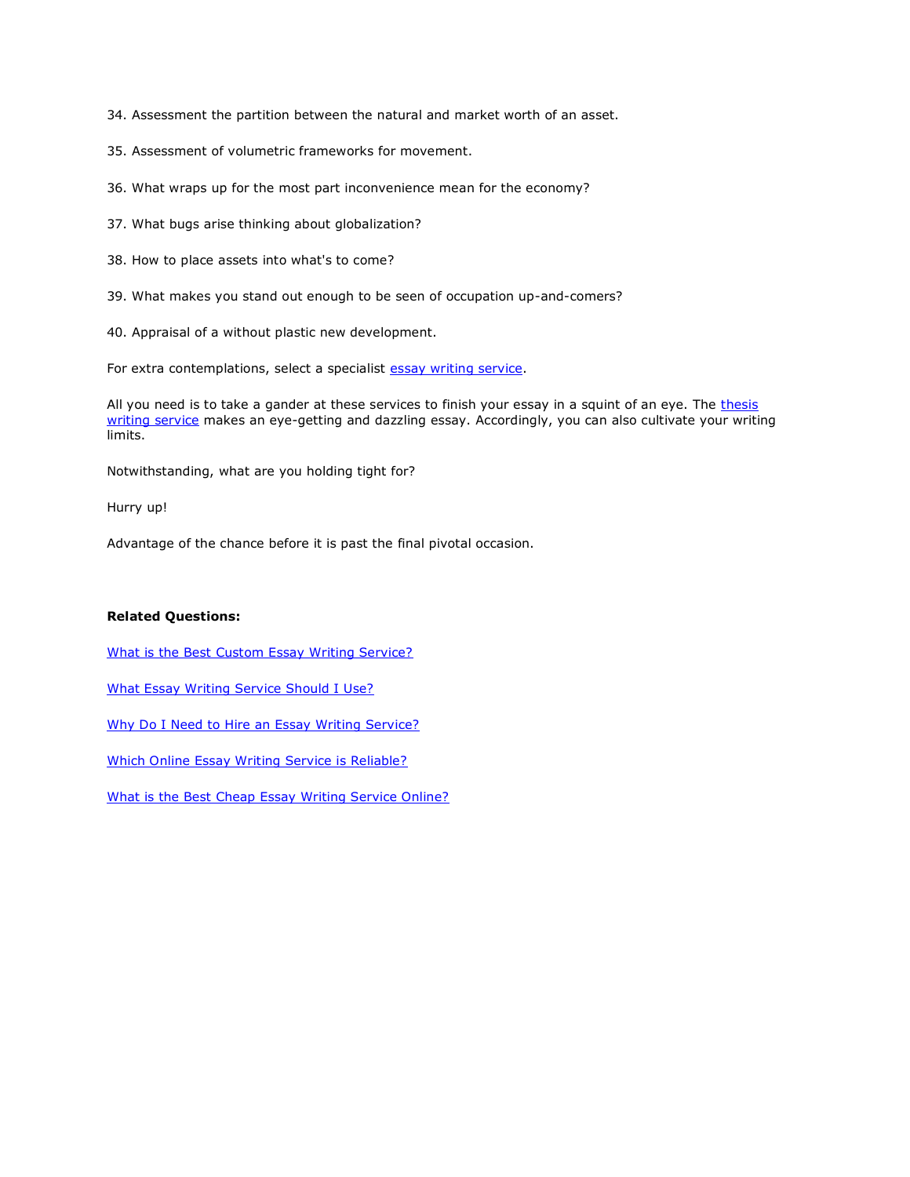34. Assessment the partition between the natural and market worth of an asset.

35. Assessment of volumetric frameworks for movement.

36. What wraps up for the most part inconvenience mean for the economy?

37. What bugs arise thinking about globalization?

38. How to place assets into what's to come?

39. What makes you stand out enough to be seen of occupation up-and-comers?

40. Appraisal of a without plastic new development.

For extra contemplations, select a specialist [essay writing service](#).

All you need is to take a gander at these services to finish your essay in a squint of an eye. The [thesis writing service](#) makes an eye-getting and dazzling essay. Accordingly, you can also cultivate your writing limits.

Notwithstanding, what are you holding tight for?

Hurry up!

Advantage of the chance before it is past the final pivotal occasion.

**Related Questions:**

[What is the Best Custom Essay Writing Service?](#)

[What Essay Writing Service Should I Use?](#)

[Why Do I Need to Hire an Essay Writing Service?](#)

[Which Online Essay Writing Service is Reliable?](#)

[What is the Best Cheap Essay Writing Service Online?](#)